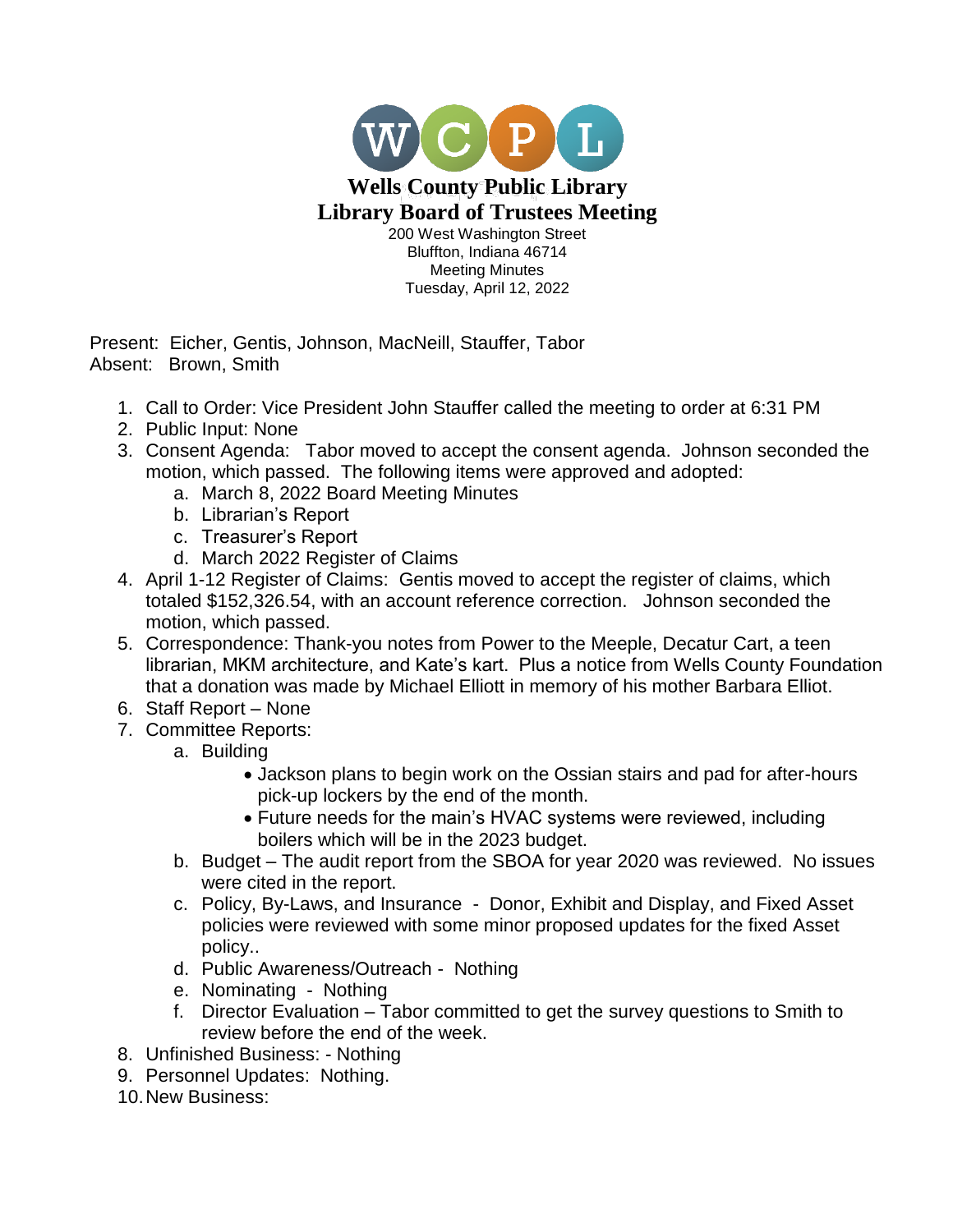WCPL

# Wells County Public Library
## Library Board of Trustees Meeting

200 West Washington Street
Bluffton, Indiana 46714
Meeting Minutes
Tuesday, April 12, 2022

Present: Eicher, Gentis, Johnson, MacNeill, Stauffer, Tabor
Absent: Brown, Smith

1. Call to Order: Vice President John Stauffer called the meeting to order at 6:31 PM
2. Public Input: None
3. Consent Agenda: Tabor moved to accept the consent agenda. Johnson seconded the motion, which passed. The following items were approved and adopted:
   a. March 8, 2022 Board Meeting Minutes
   b. Librarian's Report
   c. Treasurer's Report
   d. March 2022 Register of Claims
4. April 1-12 Register of Claims: Gentis moved to accept the register of claims, which totaled $152,326.54, with an account reference correction. Johnson seconded the motion, which passed.
5. Correspondence: Thank-you notes from Power to the Meeple, Decatur Cart, a teen librarian, MKM architecture, and Kate's kart. Plus a notice from Wells County Foundation that a donation was made by Michael Elliott in memory of his mother Barbara Elliot.
6. Staff Report – None
7. Committee Reports:
   a. Building
      - Jackson plans to begin work on the Ossian stairs and pad for after-hours pick-up lockers by the end of the month.
      - Future needs for the main's HVAC systems were reviewed, including boilers which will be in the 2023 budget.
   b. Budget – The audit report from the SBOA for year 2020 was reviewed. No issues were cited in the report.
   c. Policy, By-Laws, and Insurance - Donor, Exhibit and Display, and Fixed Asset policies were reviewed with some minor proposed updates for the fixed Asset policy..
   d. Public Awareness/Outreach - Nothing
   e. Nominating - Nothing
   f. Director Evaluation – Tabor committed to get the survey questions to Smith to review before the end of the week.
8. Unfinished Business: - Nothing
9. Personnel Updates: Nothing.
10. New Business: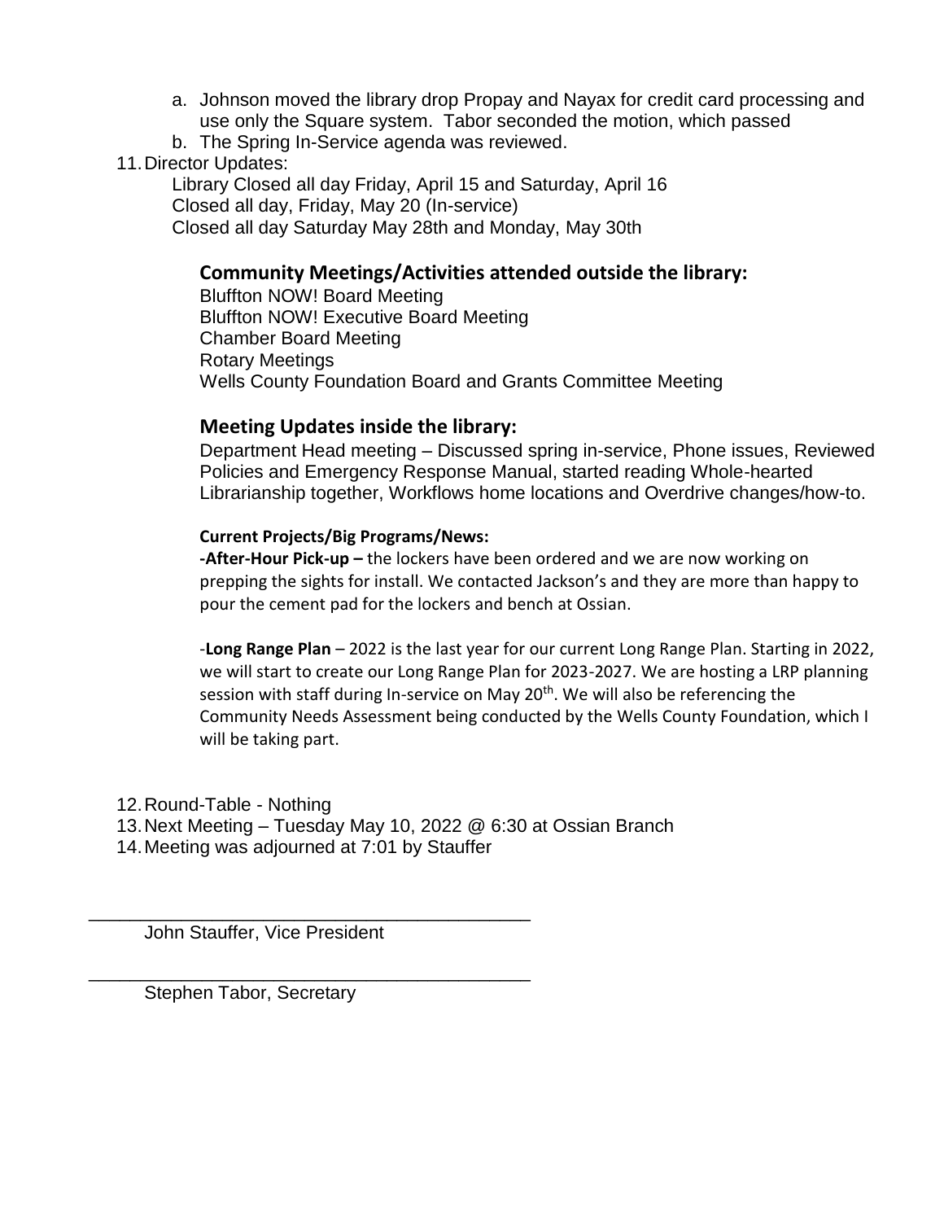a. Johnson moved the library drop Propay and Nayax for credit card processing and use only the Square system. Tabor seconded the motion, which passed
b. The Spring In-Service agenda was reviewed.

11. Director Updates:

Library Closed all day Friday, April 15 and Saturday, April 16
Closed all day, Friday, May 20 (In-service)
Closed all day Saturday May 28th and Monday, May 30th

## Community Meetings/Activities attended outside the library:

Bluffton NOW! Board Meeting
Bluffton NOW! Executive Board Meeting
Chamber Board Meeting
Rotary Meetings
Wells County Foundation Board and Grants Committee Meeting

## Meeting Updates inside the library:

Department Head meeting – Discussed spring in-service, Phone issues, Reviewed Policies and Emergency Response Manual, started reading Whole-hearted Librarianship together, Workflows home locations and Overdrive changes/how-to.

**Current Projects/Big Programs/News:**

**-After-Hour Pick-up –** the lockers have been ordered and we are now working on prepping the sights for install. We contacted Jackson's and they are more than happy to pour the cement pad for the lockers and bench at Ossian.

-**Long Range Plan** – 2022 is the last year for our current Long Range Plan. Starting in 2022, we will start to create our Long Range Plan for 2023-2027. We are hosting a LRP planning session with staff during In-service on May 20th. We will also be referencing the Community Needs Assessment being conducted by the Wells County Foundation, which I will be taking part.

12. Round-Table - Nothing
13. Next Meeting – Tuesday May 10, 2022 @ 6:30 at Ossian Branch
14. Meeting was adjourned at 7:01 by Stauffer

_____________________________________________
John Stauffer, Vice President

_____________________________________________
Stephen Tabor, Secretary